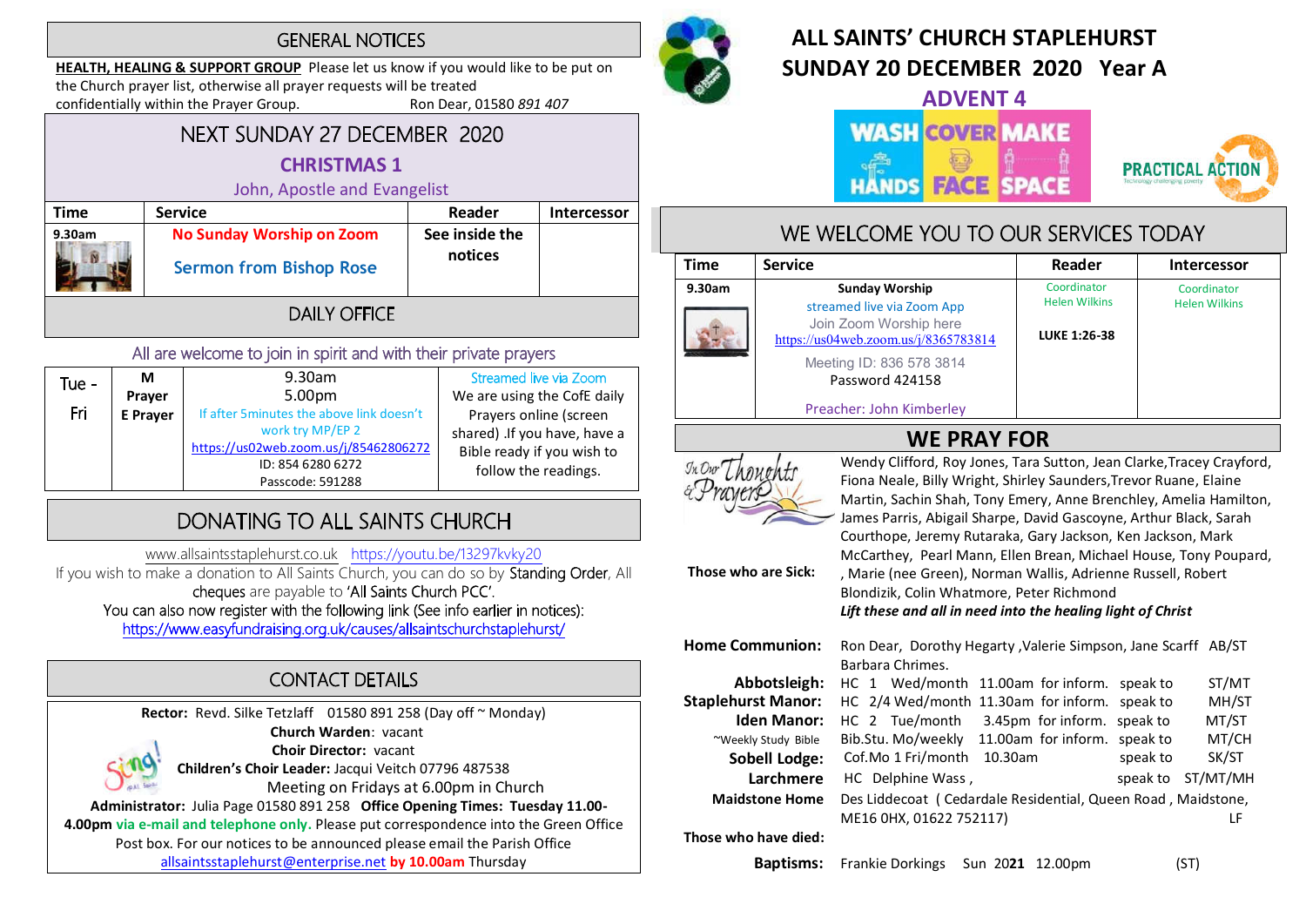## GENERAL NOTICES

**HEALTH, HEALING & SUPPORT GROUP** Please let us know if you would like to be put on the Church prayer list, otherwise all prayer requests will be treated confidentially within the Prayer Group. Ron Dear, 01580 *891 407*

## NEXT SUNDAY 27 DECEMBER 2020

### CHRISTMAS 1

John, Apostle and Evangelist

| Time | Service | Reader | Intercessor |
|---|---|---|---|
| 9.30am | No Sunday Worship on Zoom<br>Sermon from Bishop Rose | See inside the notices | |

## DAILY OFFICE

All are welcome to join in spirit and with their private prayers

| Tue - Fri | M Prayer<br>E Prayer | 9.30am<br>5.00pm<br>If after 5minutes the above link doesn't work try MP/EP 2<br>https://us02web.zoom.us/j/85462806272<br>ID: 854 6280 6272<br>Passcode: 591288 | Streamed live via Zoom<br>We are using the CofE daily Prayers online (screen shared) .If you have, have a Bible ready if you wish to follow the readings. |
|---|---|---|---|

## DONATING TO ALL SAINTS CHURCH

www.allsaintsstaplehurst.co.uk https://youtu.be/13297kvky20

If you wish to make a donation to All Saints Church, you can do so by Standing Order, All cheques are payable to 'All Saints Church PCC'.

You can also now register with the following link (See info earlier in notices):
https://www.easyfundraising.org.uk/causes/allsaintschurchstaplehurst/

## CONTACT DETAILS

**Rector:** Revd. Silke Tetzlaff 01580 891 258 (Day off ~ Monday)
**Church Warden**: vacant
**Choir Director:** vacant
**Children's Choir Leader:** Jacqui Veitch 07796 487538
Meeting on Fridays at 6.00pm in Church
**Administrator:** Julia Page 01580 891 258 **Office Opening Times: Tuesday 11.00-4.00pm** via e-mail and telephone only. Please put correspondence into the Green Office Post box. For our notices to be announced please email the Parish Office allsaintsstaplehurst@enterprise.net **by 10.00am** Thursday

# ALL SAINTS' CHURCH STAPLEHURST
# SUNDAY 20 DECEMBER 2020 Year A

## ADVENT 4

WASH HANDS COVER FACE MAKE SPACE

PRACTICAL ACTION

## WE WELCOME YOU TO OUR SERVICES TODAY

| Time | Service | Reader | Intercessor |
|---|---|---|---|
| 9.30am | **Sunday Worship**<br>streamed live via Zoom App<br>Join Zoom Worship here<br>https://us04web.zoom.us/j/8365783814<br>Meeting ID: 836 578 3814<br>Password 424158<br>Preacher: John Kimberley | Coordinator Helen Wilkins<br>**LUKE 1:26-38** | Coordinator Helen Wilkins |

## WE PRAY FOR

**Those who are Sick:** Wendy Clifford, Roy Jones, Tara Sutton, Jean Clarke,Tracey Crayford, Fiona Neale, Billy Wright, Shirley Saunders,Trevor Ruane, Elaine Martin, Sachin Shah, Tony Emery, Anne Brenchley, Amelia Hamilton, James Parris, Abigail Sharpe, David Gascoyne, Arthur Black, Sarah Courthope, Jeremy Rutaraka, Gary Jackson, Ken Jackson, Mark McCarthey, Pearl Mann, Ellen Brean, Michael House, Tony Poupard, , Marie (nee Green), Norman Wallis, Adrienne Russell, Robert Blondizik, Colin Whatmore, Peter Richmond
***Lift these and all in need into the healing light of Christ***

**Home Communion:** Ron Dear, Dorothy Hegarty ,Valerie Simpson, Jane Scarff AB/ST Barbara Chrimes.

| | | | | | |
|---|---|---|---|---|---|
| **Abbotsleigh:** | HC 1 Wed/month | 11.00am | for inform. | speak to | ST/MT |
| **Staplehurst Manor:** | HC 2/4 Wed/month | 11.30am | for inform. | speak to | MH/ST |
| **Iden Manor:** | HC 2 Tue/month | 3.45pm | for inform. | speak to | MT/ST |
| ~Weekly Study Bible | Bib.Stu. Mo/weekly | 11.00am | for inform. | speak to | MT/CH |
| **Sobell Lodge:** | Cof.Mo 1 Fri/month | 10.30am | | speak to | SK/ST |
| **Larchmere** | HC Delphine Wass , | | | speak to | ST/MT/MH |

**Maidstone Home** Des Liddecoat ( Cedardale Residential, Queen Road , Maidstone, ME16 0HX, 01622 752117) LF

**Those who have died:**

**Baptisms:** Frankie Dorkings Sun 20**21** 12.00pm (ST)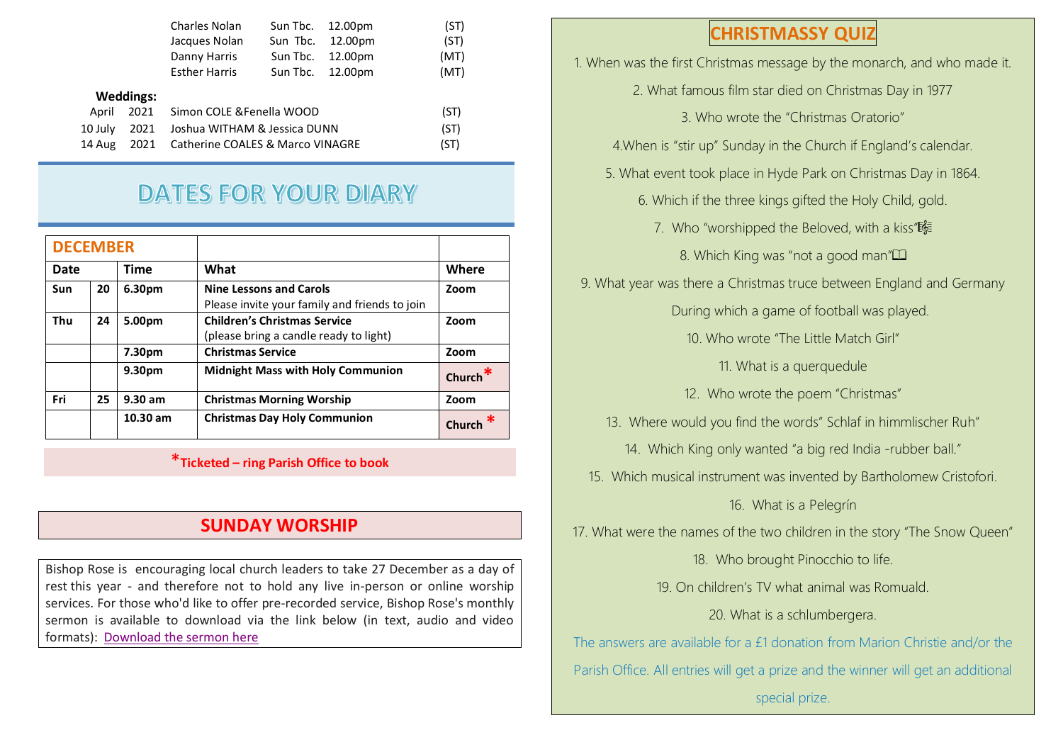| | | | |
|---|---|---|---|
| Charles Nolan | Sun Tbc. | 12.00pm | (ST) |
| Jacques Nolan | Sun Tbc. | 12.00pm | (ST) |
| Danny Harris | Sun Tbc. | 12.00pm | (MT) |
| Esther Harris | Sun Tbc. | 12.00pm | (MT) |

**Weddings:**

| | | | |
|---|---|---|---|
| April | 2021 | Simon COLE &Fenella WOOD | (ST) |
| 10 July | 2021 | Joshua WITHAM & Jessica DUNN | (ST) |
| 14 Aug | 2021 | Catherine COALES & Marco VINAGRE | (ST) |

# DATES FOR YOUR DIARY

| **DECEMBER** | | | | |
|---|---|---|---|---|
| **Date** | | **Time** | **What** | **Where** |
| **Sun** | **20** | **6.30pm** | **Nine Lessons and Carols** Please invite your family and friends to join | **Zoom** |
| **Thu** | **24** | **5.00pm** | **Children's Christmas Service** (please bring a candle ready to light) | **Zoom** |
| | | **7.30pm** | **Christmas Service** | **Zoom** |
| | | **9.30pm** | **Midnight Mass with Holy Communion** | **Church*** |
| **Fri** | **25** | **9.30 am** | **Christmas Morning Worship** | **Zoom** |
| | | **10.30 am** | **Christmas Day Holy Communion** | **Church *** |

***Ticketed – ring Parish Office to book**

## SUNDAY WORSHIP

Bishop Rose is encouraging local church leaders to take 27 December as a day of rest this year - and therefore not to hold any live in-person or online worship services. For those who'd like to offer pre-recorded service, Bishop Rose's monthly sermon is available to download via the link below (in text, audio and video formats): Download the sermon here

## CHRISTMASSY QUIZ

1. When was the first Christmas message by the monarch, and who made it.
2. What famous film star died on Christmas Day in 1977
3. Who wrote the "Christmas Oratorio"
4. When is "stir up" Sunday in the Church if England's calendar.
5. What event took place in Hyde Park on Christmas Day in 1864.
6. Which if the three kings gifted the Holy Child, gold.
7. Who "worshipped the Beloved, with a kiss"🎼
8. Which King was "not a good man"🕮
9. What year was there a Christmas truce between England and Germany During which a game of football was played.
10. Who wrote "The Little Match Girl"
11. What is a querquedule
12. Who wrote the poem "Christmas"
13. Where would you find the words" Schlaf in himmlischer Ruh"
14. Which King only wanted "a big red India -rubber ball."
15. Which musical instrument was invented by Bartholomew Cristofori.
16. What is a Pelegrín
17. What were the names of the two children in the story "The Snow Queen"
18. Who brought Pinocchio to life.
19. On children's TV what animal was Romuald.
20. What is a schlumbergera.

The answers are available for a £1 donation from Marion Christie and/or the Parish Office. All entries will get a prize and the winner will get an additional special prize.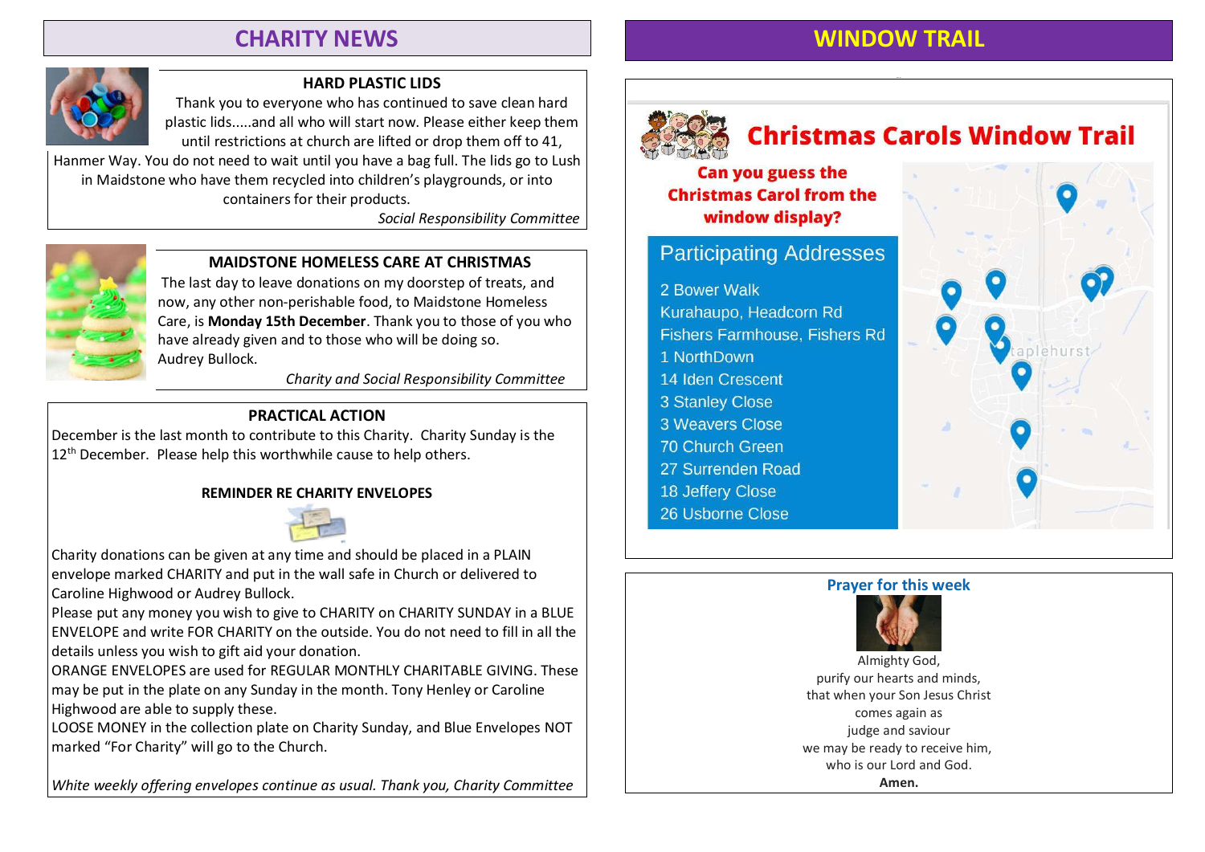## CHARITY NEWS

### HARD PLASTIC LIDS

Thank you to everyone who has continued to save clean hard plastic lids.....and all who will start now. Please either keep them until restrictions at church are lifted or drop them off to 41, Hanmer Way. You do not need to wait until you have a bag full. The lids go to Lush in Maidstone who have them recycled into children's playgrounds, or into containers for their products.

*Social Responsibility Committee*

### MAIDSTONE HOMELESS CARE AT CHRISTMAS

The last day to leave donations on my doorstep of treats, and now, any other non-perishable food, to Maidstone Homeless Care, is **Monday 15th December**. Thank you to those of you who have already given and to those who will be doing so.
Audrey Bullock.

*Charity and Social Responsibility Committee*

### PRACTICAL ACTION

December is the last month to contribute to this Charity. Charity Sunday is the 12th December. Please help this worthwhile cause to help others.

**REMINDER RE CHARITY ENVELOPES**

Charity donations can be given at any time and should be placed in a PLAIN envelope marked CHARITY and put in the wall safe in Church or delivered to Caroline Highwood or Audrey Bullock.

Please put any money you wish to give to CHARITY on CHARITY SUNDAY in a BLUE ENVELOPE and write FOR CHARITY on the outside. You do not need to fill in all the details unless you wish to gift aid your donation.

ORANGE ENVELOPES are used for REGULAR MONTHLY CHARITABLE GIVING. These may be put in the plate on any Sunday in the month. Tony Henley or Caroline Highwood are able to supply these.

LOOSE MONEY in the collection plate on Charity Sunday, and Blue Envelopes NOT marked "For Charity" will go to the Church.

*White weekly offering envelopes continue as usual. Thank you, Charity Committee*

## WINDOW TRAIL

### Christmas Carols Window Trail

**Can you guess the Christmas Carol from the window display?**

**Participating Addresses**

- 2 Bower Walk
- Kurahaupo, Headcorn Rd
- Fishers Farmhouse, Fishers Rd
- 1 NorthDown
- 14 Iden Crescent
- 3 Stanley Close
- 3 Weavers Close
- 70 Church Green
- 27 Surrenden Road
- 18 Jeffery Close
- 26 Usborne Close

### Prayer for this week

Almighty God,
purify our hearts and minds,
that when your Son Jesus Christ
comes again as
judge and saviour
we may be ready to receive him,
who is our Lord and God.
**Amen.**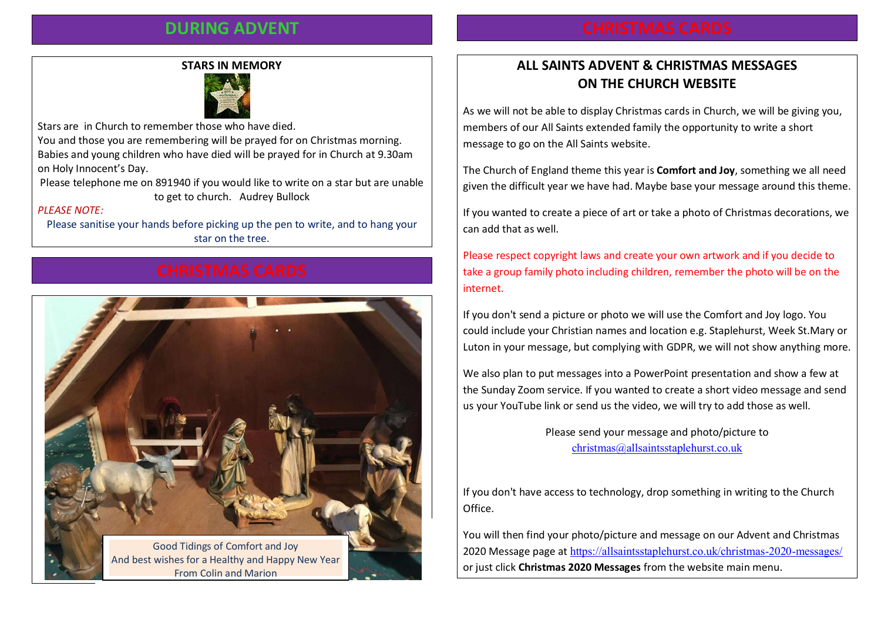## DURING ADVENT

### STARS IN MEMORY

Stars are in Church to remember those who have died.
You and those you are remembering will be prayed for on Christmas morning.
Babies and young children who have died will be prayed for in Church at 9.30am on Holy Innocent's Day.
Please telephone me on 891940 if you would like to write on a star but are unable to get to church. Audrey Bullock

*PLEASE NOTE:*

Please sanitise your hands before picking up the pen to write, and to hang your star on the tree.

## CHRISTMAS CARDS

Good Tidings of Comfort and Joy
And best wishes for a Healthy and Happy New Year
From Colin and Marion

## CHRISTMAS CARDS

### ALL SAINTS ADVENT & CHRISTMAS MESSAGES ON THE CHURCH WEBSITE

As we will not be able to display Christmas cards in Church, we will be giving you, members of our All Saints extended family the opportunity to write a short message to go on the All Saints website.

The Church of England theme this year is **Comfort and Joy**, something we all need given the difficult year we have had. Maybe base your message around this theme.

If you wanted to create a piece of art or take a photo of Christmas decorations, we can add that as well.

Please respect copyright laws and create your own artwork and if you decide to take a group family photo including children, remember the photo will be on the internet.

If you don't send a picture or photo we will use the Comfort and Joy logo. You could include your Christian names and location e.g. Staplehurst, Week St.Mary or Luton in your message, but complying with GDPR, we will not show anything more.

We also plan to put messages into a PowerPoint presentation and show a few at the Sunday Zoom service. If you wanted to create a short video message and send us your YouTube link or send us the video, we will try to add those as well.

Please send your message and photo/picture to
christmas@allsaintsstaplehurst.co.uk

If you don't have access to technology, drop something in writing to the Church Office.

You will then find your photo/picture and message on our Advent and Christmas 2020 Message page at https://allsaintsstaplehurst.co.uk/christmas-2020-messages/ or just click **Christmas 2020 Messages** from the website main menu.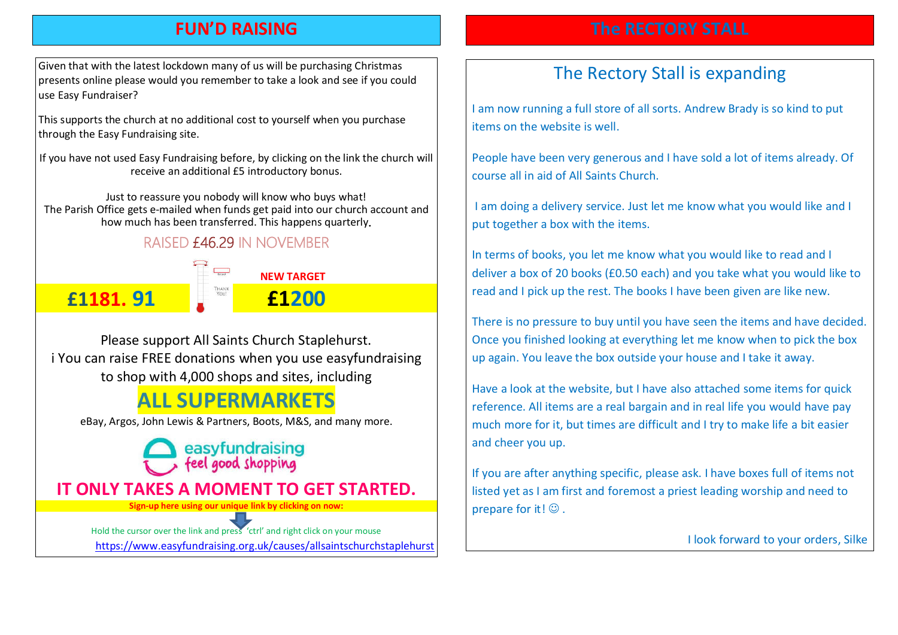## FUN'D RAISING

Given that with the latest lockdown many of us will be purchasing Christmas presents online please would you remember to take a look and see if you could use Easy Fundraiser?

This supports the church at no additional cost to yourself when you purchase through the Easy Fundraising site.

If you have not used Easy Fundraising before, by clicking on the link the church will receive an additional £5 introductory bonus.

Just to reassure you nobody will know who buys what!
The Parish Office gets e-mailed when funds get paid into our church account and how much has been transferred. This happens quarterly.

RAISED £46.29 IN NOVEMBER

**£1181. 91**

THANK YOU!

**NEW TARGET**

**£1200**

Please support All Saints Church Staplehurst.
i You can raise FREE donations when you use easyfundraising to shop with 4,000 shops and sites, including

**ALL SUPERMARKETS**

eBay, Argos, John Lewis & Partners, Boots, M&S, and many more.

easyfundraising
feel good shopping

**IT ONLY TAKES A MOMENT TO GET STARTED.**

**Sign-up here using our unique link by clicking on now:**

Hold the cursor over the link and press 'ctrl' and right click on your mouse

https://www.easyfundraising.org.uk/causes/allsaintschurchstaplehurst

## The RECTORY STALL

### The Rectory Stall is expanding

I am now running a full store of all sorts. Andrew Brady is so kind to put items on the website is well.

People have been very generous and I have sold a lot of items already. Of course all in aid of All Saints Church.

I am doing a delivery service. Just let me know what you would like and I put together a box with the items.

In terms of books, you let me know what you would like to read and I deliver a box of 20 books (£0.50 each) and you take what you would like to read and I pick up the rest. The books I have been given are like new.

There is no pressure to buy until you have seen the items and have decided. Once you finished looking at everything let me know when to pick the box up again. You leave the box outside your house and I take it away.

Have a look at the website, but I have also attached some items for quick reference. All items are a real bargain and in real life you would have pay much more for it, but times are difficult and I try to make life a bit easier and cheer you up.

If you are after anything specific, please ask. I have boxes full of items not listed yet as I am first and foremost a priest leading worship and need to prepare for it! ☺ .

I look forward to your orders, Silke